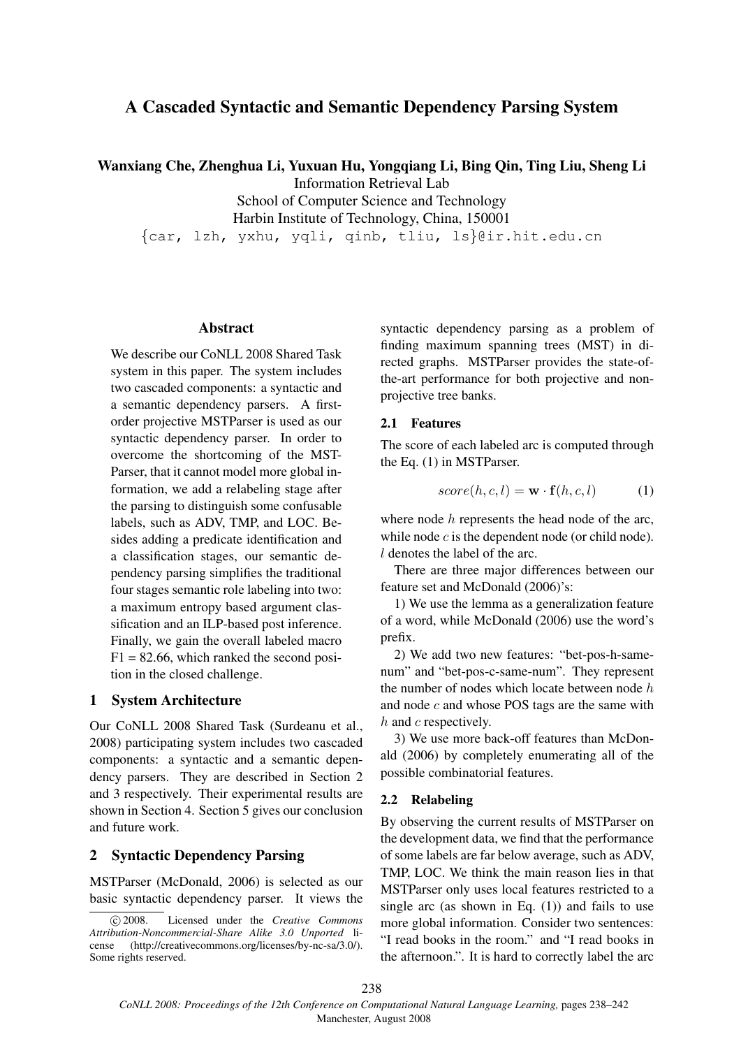# A Cascaded Syntactic and Semantic Dependency Parsing System

**Wanxiang Che, Zhenghua Li, Yuxuan Hu, Yongqiang Li, Bing Qin, Ting Liu, Sheng Li**

Information Retrieval Lab
School of Computer Science and Technology
Harbin Institute of Technology, China, 150001
{car, lzh, yxhu, yqli, qinb, tliu, ls}@ir.hit.edu.cn

## Abstract

We describe our CoNLL 2008 Shared Task system in this paper. The system includes two cascaded components: a syntactic and a semantic dependency parsers. A first-order projective MSTParser is used as our syntactic dependency parser. In order to overcome the shortcoming of the MST-Parser, that it cannot model more global information, we add a relabeling stage after the parsing to distinguish some confusable labels, such as ADV, TMP, and LOC. Besides adding a predicate identification and a classification stages, our semantic dependency parsing simplifies the traditional four stages semantic role labeling into two: a maximum entropy based argument classification and an ILP-based post inference. Finally, we gain the overall labeled macro F1 = 82.66, which ranked the second position in the closed challenge.

## 1 System Architecture

Our CoNLL 2008 Shared Task (Surdeanu et al., 2008) participating system includes two cascaded components: a syntactic and a semantic dependency parsers. They are described in Section 2 and 3 respectively. Their experimental results are shown in Section 4. Section 5 gives our conclusion and future work.

## 2 Syntactic Dependency Parsing

MSTParser (McDonald, 2006) is selected as our basic syntactic dependency parser. It views the syntactic dependency parsing as a problem of finding maximum spanning trees (MST) in directed graphs. MSTParser provides the state-of-the-art performance for both projective and non-projective tree banks.

### 2.1 Features

The score of each labeled arc is computed through the Eq. (1) in MSTParser.

$$score(h, c, l) = \mathbf{w} \cdot \mathbf{f}(h, c, l) \quad (1)$$

where node $h$ represents the head node of the arc, while node $c$ is the dependent node (or child node). $l$ denotes the label of the arc.

There are three major differences between our feature set and McDonald (2006)'s:

1) We use the lemma as a generalization feature of a word, while McDonald (2006) use the word's prefix.

2) We add two new features: "bet-pos-h-same-num" and "bet-pos-c-same-num". They represent the number of nodes which locate between node $h$ and node $c$ and whose POS tags are the same with $h$ and $c$ respectively.

3) We use more back-off features than McDonald (2006) by completely enumerating all of the possible combinatorial features.

### 2.2 Relabeling

By observing the current results of MSTParser on the development data, we find that the performance of some labels are far below average, such as ADV, TMP, LOC. We think the main reason lies in that MSTParser only uses local features restricted to a single arc (as shown in Eq. (1)) and fails to use more global information. Consider two sentences: "I read books in the room." and "I read books in the afternoon.". It is hard to correctly label the arc

© 2008. Licensed under the *Creative Commons Attribution-Noncommercial-Share Alike 3.0 Unported* license (http://creativecommons.org/licenses/by-nc-sa/3.0/). Some rights reserved.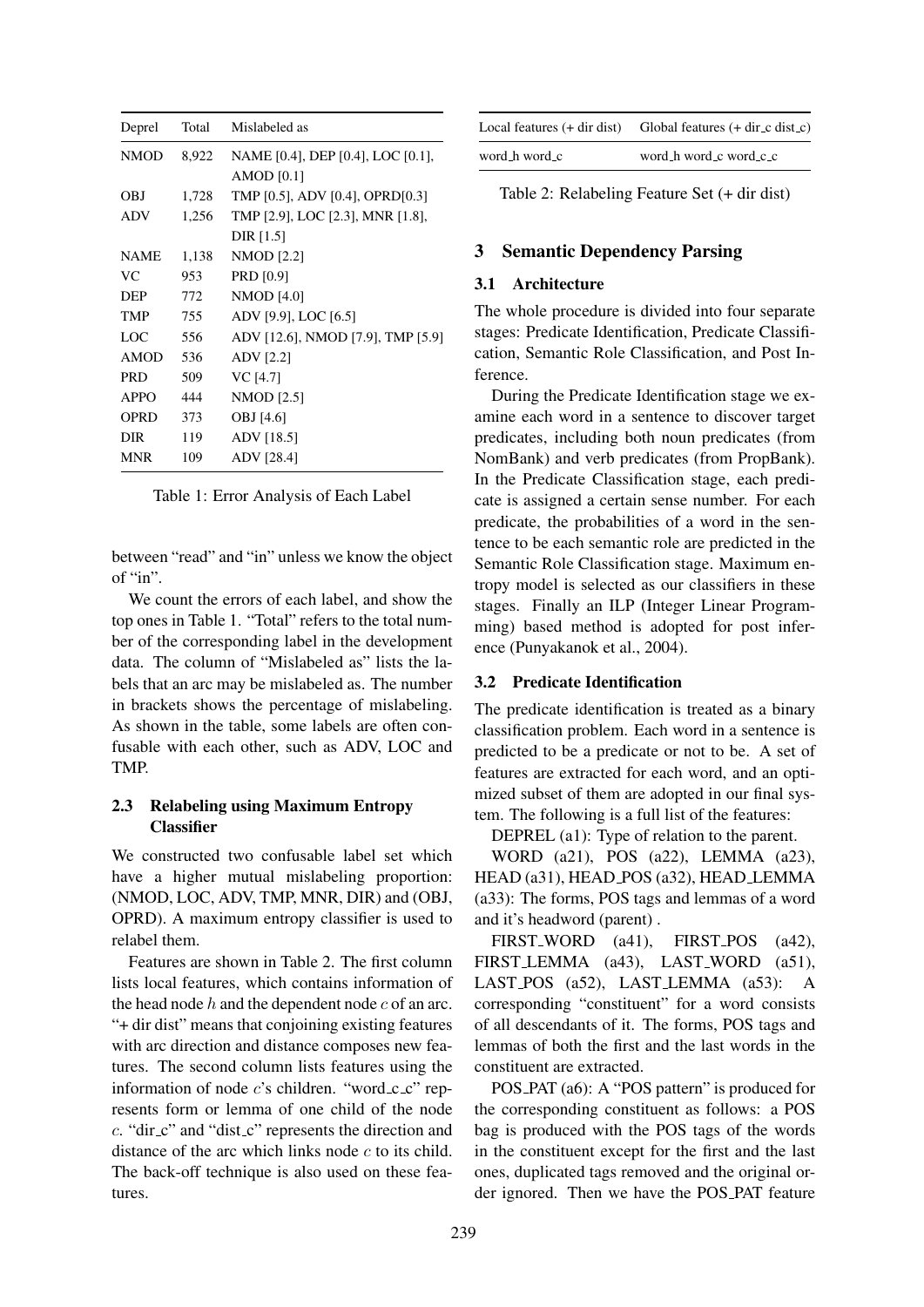| Deprel | Total | Mislabeled as |
|---|---|---|
| NMOD | 8,922 | NAME [0.4], DEP [0.4], LOC [0.1], AMOD [0.1] |
| OBJ | 1,728 | TMP [0.5], ADV [0.4], OPRD[0.3] |
| ADV | 1,256 | TMP [2.9], LOC [2.3], MNR [1.8], DIR [1.5] |
| NAME | 1,138 | NMOD [2.2] |
| VC | 953 | PRD [0.9] |
| DEP | 772 | NMOD [4.0] |
| TMP | 755 | ADV [9.9], LOC [6.5] |
| LOC | 556 | ADV [12.6], NMOD [7.9], TMP [5.9] |
| AMOD | 536 | ADV [2.2] |
| PRD | 509 | VC [4.7] |
| APPO | 444 | NMOD [2.5] |
| OPRD | 373 | OBJ [4.6] |
| DIR | 119 | ADV [18.5] |
| MNR | 109 | ADV [28.4] |

Table 1: Error Analysis of Each Label

between "read" and "in" unless we know the object of "in".

We count the errors of each label, and show the top ones in Table 1. "Total" refers to the total number of the corresponding label in the development data. The column of "Mislabeled as" lists the labels that an arc may be mislabeled as. The number in brackets shows the percentage of mislabeling. As shown in the table, some labels are often confusable with each other, such as ADV, LOC and TMP.

### 2.3 Relabeling using Maximum Entropy Classifier

We constructed two confusable label set which have a higher mutual mislabeling proportion: (NMOD, LOC, ADV, TMP, MNR, DIR) and (OBJ, OPRD). A maximum entropy classifier is used to relabel them.

Features are shown in Table 2. The first column lists local features, which contains information of the head node $h$ and the dependent node $c$ of an arc. "+ dir dist" means that conjoining existing features with arc direction and distance composes new features. The second column lists features using the information of node $c$'s children. "word_c_c" represents form or lemma of one child of the node $c$. "dir_c" and "dist_c" represents the direction and distance of the arc which links node $c$ to its child. The back-off technique is also used on these features.

| Local features (+ dir dist) | Global features (+ dir_c dist_c) |
|---|---|
| word_h word_c | word_h word_c word_c_c |

Table 2: Relabeling Feature Set (+ dir dist)

## 3 Semantic Dependency Parsing

### 3.1 Architecture

The whole procedure is divided into four separate stages: Predicate Identification, Predicate Classification, Semantic Role Classification, and Post Inference.

During the Predicate Identification stage we examine each word in a sentence to discover target predicates, including both noun predicates (from NomBank) and verb predicates (from PropBank). In the Predicate Classification stage, each predicate is assigned a certain sense number. For each predicate, the probabilities of a word in the sentence to be each semantic role are predicted in the Semantic Role Classification stage. Maximum entropy model is selected as our classifiers in these stages. Finally an ILP (Integer Linear Programming) based method is adopted for post inference (Punyakanok et al., 2004).

### 3.2 Predicate Identification

The predicate identification is treated as a binary classification problem. Each word in a sentence is predicted to be a predicate or not to be. A set of features are extracted for each word, and an optimized subset of them are adopted in our final system. The following is a full list of the features:

DEPREL (a1): Type of relation to the parent.

WORD (a21), POS (a22), LEMMA (a23), HEAD (a31), HEAD_POS (a32), HEAD_LEMMA (a33): The forms, POS tags and lemmas of a word and it's headword (parent) .

FIRST_WORD (a41), FIRST_POS (a42), FIRST_LEMMA (a43), LAST_WORD (a51), LAST_POS (a52), LAST_LEMMA (a53): A corresponding "constituent" for a word consists of all descendants of it. The forms, POS tags and lemmas of both the first and the last words in the constituent are extracted.

POS_PAT (a6): A "POS pattern" is produced for the corresponding constituent as follows: a POS bag is produced with the POS tags of the words in the constituent except for the first and the last ones, duplicated tags removed and the original order ignored. Then we have the POS_PAT feature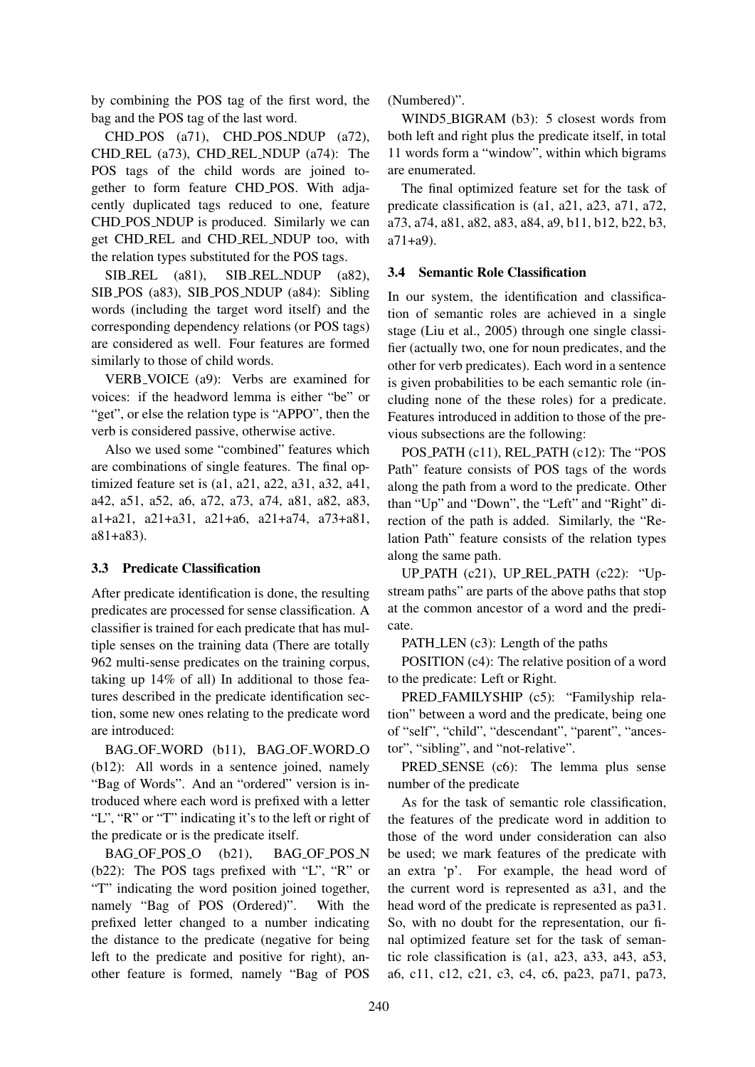by combining the POS tag of the first word, the bag and the POS tag of the last word.

CHD_POS (a71), CHD_POS_NDUP (a72), CHD_REL (a73), CHD_REL_NDUP (a74): The POS tags of the child words are joined together to form feature CHD_POS. With adjacently duplicated tags reduced to one, feature CHD_POS_NDUP is produced. Similarly we can get CHD_REL and CHD_REL_NDUP too, with the relation types substituted for the POS tags.

SIB_REL (a81), SIB_REL_NDUP (a82), SIB_POS (a83), SIB_POS_NDUP (a84): Sibling words (including the target word itself) and the corresponding dependency relations (or POS tags) are considered as well. Four features are formed similarly to those of child words.

VERB_VOICE (a9): Verbs are examined for voices: if the headword lemma is either "be" or "get", or else the relation type is "APPO", then the verb is considered passive, otherwise active.

Also we used some "combined" features which are combinations of single features. The final optimized feature set is (a1, a21, a22, a31, a32, a41, a42, a51, a52, a6, a72, a73, a74, a81, a82, a83, a1+a21, a21+a31, a21+a6, a21+a74, a73+a81, a81+a83).

### 3.3 Predicate Classification

After predicate identification is done, the resulting predicates are processed for sense classification. A classifier is trained for each predicate that has multiple senses on the training data (There are totally 962 multi-sense predicates on the training corpus, taking up 14% of all) In additional to those features described in the predicate identification section, some new ones relating to the predicate word are introduced:

BAG_OF_WORD (b11), BAG_OF_WORD_O (b12): All words in a sentence joined, namely "Bag of Words". And an "ordered" version is introduced where each word is prefixed with a letter "L", "R" or "T" indicating it's to the left or right of the predicate or is the predicate itself.

BAG_OF_POS_O (b21), BAG_OF_POS_N (b22): The POS tags prefixed with "L", "R" or "T" indicating the word position joined together, namely "Bag of POS (Ordered)". With the prefixed letter changed to a number indicating the distance to the predicate (negative for being left to the predicate and positive for right), another feature is formed, namely "Bag of POS (Numbered)".

WIND5_BIGRAM (b3): 5 closest words from both left and right plus the predicate itself, in total 11 words form a "window", within which bigrams are enumerated.

The final optimized feature set for the task of predicate classification is (a1, a21, a23, a71, a72, a73, a74, a81, a82, a83, a84, a9, b11, b12, b22, b3, a71+a9).

### 3.4 Semantic Role Classification

In our system, the identification and classification of semantic roles are achieved in a single stage (Liu et al., 2005) through one single classifier (actually two, one for noun predicates, and the other for verb predicates). Each word in a sentence is given probabilities to be each semantic role (including none of the these roles) for a predicate. Features introduced in addition to those of the previous subsections are the following:

POS_PATH (c11), REL_PATH (c12): The "POS Path" feature consists of POS tags of the words along the path from a word to the predicate. Other than "Up" and "Down", the "Left" and "Right" direction of the path is added. Similarly, the "Relation Path" feature consists of the relation types along the same path.

UP_PATH (c21), UP_REL_PATH (c22): "Upstream paths" are parts of the above paths that stop at the common ancestor of a word and the predicate.

PATH_LEN (c3): Length of the paths

POSITION (c4): The relative position of a word to the predicate: Left or Right.

PRED_FAMILYSHIP (c5): "Familyship relation" between a word and the predicate, being one of "self", "child", "descendant", "parent", "ancestor", "sibling", and "not-relative".

PRED_SENSE (c6): The lemma plus sense number of the predicate

As for the task of semantic role classification, the features of the predicate word in addition to those of the word under consideration can also be used; we mark features of the predicate with an extra 'p'. For example, the head word of the current word is represented as a31, and the head word of the predicate is represented as pa31. So, with no doubt for the representation, our final optimized feature set for the task of semantic role classification is (a1, a23, a33, a43, a53, a6, c11, c12, c21, c3, c4, c6, pa23, pa71, pa73,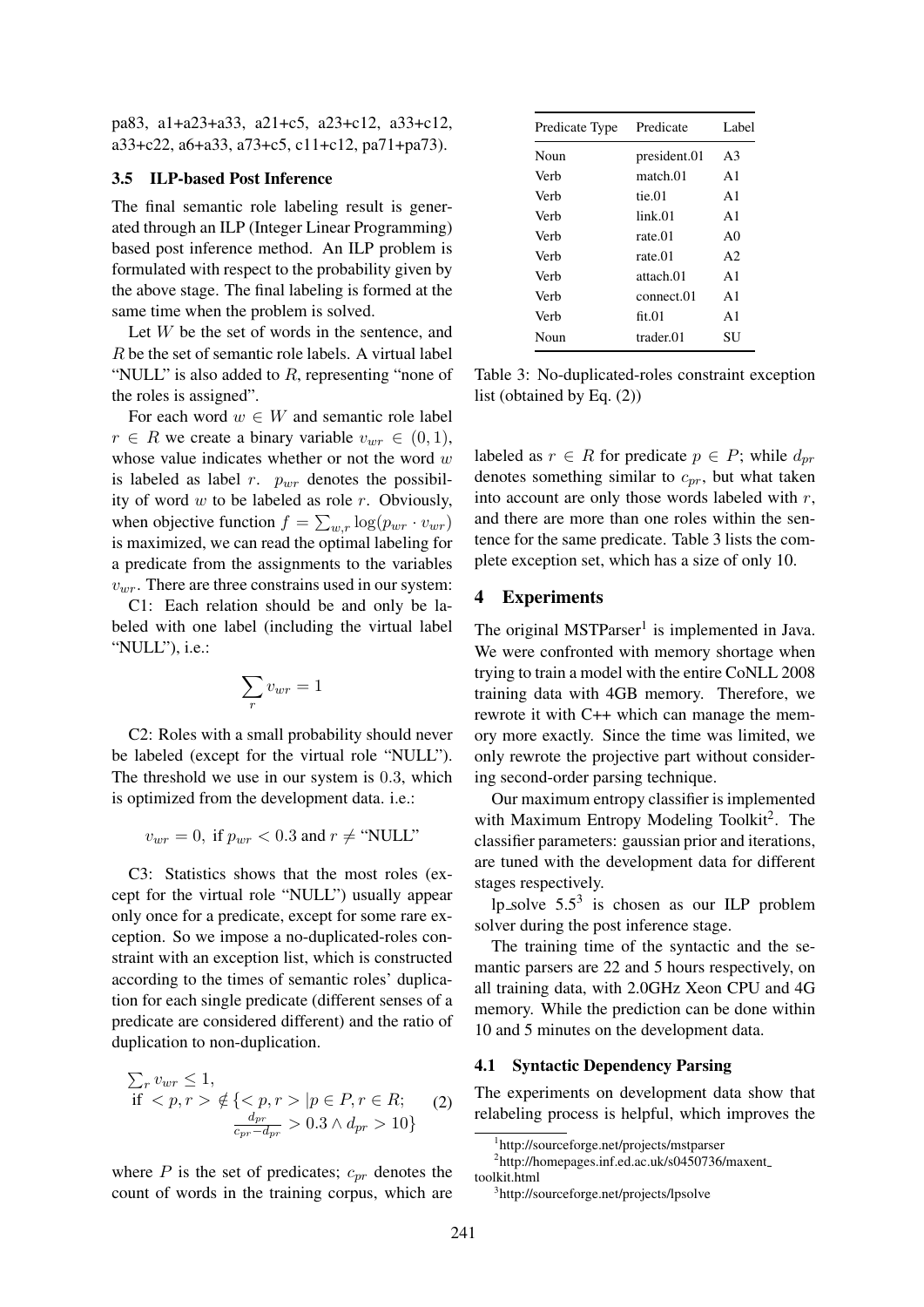pa83, a1+a23+a33, a21+c5, a23+c12, a33+c12, a33+c22, a6+a33, a73+c5, c11+c12, pa71+pa73).

### 3.5 ILP-based Post Inference

The final semantic role labeling result is generated through an ILP (Integer Linear Programming) based post inference method. An ILP problem is formulated with respect to the probability given by the above stage. The final labeling is formed at the same time when the problem is solved.

Let $W$ be the set of words in the sentence, and $R$ be the set of semantic role labels. A virtual label "NULL" is also added to $R$, representing "none of the roles is assigned".

For each word $w \in W$ and semantic role label $r \in R$ we create a binary variable $v_{wr} \in (0, 1)$, whose value indicates whether or not the word $w$ is labeled as label $r$. $p_{wr}$ denotes the possibility of word $w$ to be labeled as role $r$. Obviously, when objective function $f = \sum_{w,r} \log(p_{wr} \cdot v_{wr})$ is maximized, we can read the optimal labeling for a predicate from the assignments to the variables $v_{wr}$. There are three constrains used in our system:

C1: Each relation should be and only be labeled with one label (including the virtual label "NULL"), i.e.:

$$\sum_r v_{wr} = 1$$

C2: Roles with a small probability should never be labeled (except for the virtual role "NULL"). The threshold we use in our system is 0.3, which is optimized from the development data. i.e.:

$$v_{wr} = 0, \text{ if } p_{wr} < 0.3 \text{ and } r \neq \text{"NULL"}$$

C3: Statistics shows that the most roles (except for the virtual role "NULL") usually appear only once for a predicate, except for some rare exception. So we impose a no-duplicated-roles constraint with an exception list, which is constructed according to the times of semantic roles' duplication for each single predicate (different senses of a predicate are considered different) and the ratio of duplication to non-duplication.

$$\begin{aligned} &\textstyle\sum_r v_{wr} \leq 1, \\ &\text{if } <p, r> \notin \{<p, r> | p \in P, r \in R; \\ &\qquad \frac{d_{pr}}{c_{pr} - d_{pr}} > 0.3 \wedge d_{pr} > 10\} \end{aligned} \tag{2}$$

where $P$ is the set of predicates; $c_{pr}$ denotes the count of words in the training corpus, which are labeled as $r \in R$ for predicate $p \in P$; while $d_{pr}$ denotes something similar to $c_{pr}$, but what taken into account are only those words labeled with $r$, and there are more than one roles within the sentence for the same predicate. Table 3 lists the complete exception set, which has a size of only 10.

| Predicate Type | Predicate | Label |
|---|---|---|
| Noun | president.01 | A3 |
| Verb | match.01 | A1 |
| Verb | tie.01 | A1 |
| Verb | link.01 | A1 |
| Verb | rate.01 | A0 |
| Verb | rate.01 | A2 |
| Verb | attach.01 | A1 |
| Verb | connect.01 | A1 |
| Verb | fit.01 | A1 |
| Noun | trader.01 | SU |

Table 3: No-duplicated-roles constraint exception list (obtained by Eq. (2))

## 4 Experiments

The original MSTParser[1] is implemented in Java. We were confronted with memory shortage when trying to train a model with the entire CoNLL 2008 training data with 4GB memory. Therefore, we rewrote it with C++ which can manage the memory more exactly. Since the time was limited, we only rewrote the projective part without considering second-order parsing technique.

Our maximum entropy classifier is implemented with Maximum Entropy Modeling Toolkit[2]. The classifier parameters: gaussian prior and iterations, are tuned with the development data for different stages respectively.

lp_solve 5.5[3] is chosen as our ILP problem solver during the post inference stage.

The training time of the syntactic and the semantic parsers are 22 and 5 hours respectively, on all training data, with 2.0GHz Xeon CPU and 4G memory. While the prediction can be done within 10 and 5 minutes on the development data.

### 4.1 Syntactic Dependency Parsing

The experiments on development data show that relabeling process is helpful, which improves the

[1] http://sourceforge.net/projects/mstparser

[2] http://homepages.inf.ed.ac.uk/s0450736/maxent_toolkit.html

[3] http://sourceforge.net/projects/lpsolve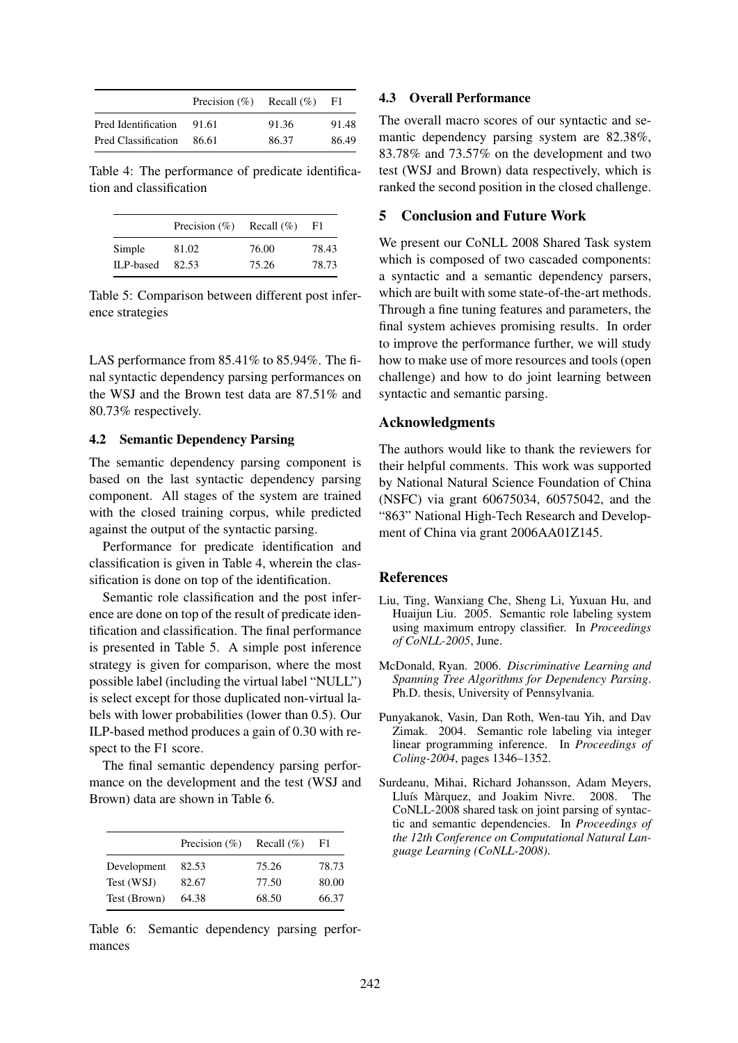| | Precision (%) | Recall (%) | F1 |
|---|---|---|---|
| Pred Identification | 91.61 | 91.36 | 91.48 |
| Pred Classification | 86.61 | 86.37 | 86.49 |

Table 4: The performance of predicate identification and classification

| | Precision (%) | Recall (%) | F1 |
|---|---|---|---|
| Simple | 81.02 | 76.00 | 78.43 |
| ILP-based | 82.53 | 75.26 | 78.73 |

Table 5: Comparison between different post inference strategies

LAS performance from 85.41% to 85.94%. The final syntactic dependency parsing performances on the WSJ and the Brown test data are 87.51% and 80.73% respectively.

### 4.2 Semantic Dependency Parsing

The semantic dependency parsing component is based on the last syntactic dependency parsing component. All stages of the system are trained with the closed training corpus, while predicted against the output of the syntactic parsing.

Performance for predicate identification and classification is given in Table 4, wherein the classification is done on top of the identification.

Semantic role classification and the post inference are done on top of the result of predicate identification and classification. The final performance is presented in Table 5. A simple post inference strategy is given for comparison, where the most possible label (including the virtual label "NULL") is select except for those duplicated non-virtual labels with lower probabilities (lower than 0.5). Our ILP-based method produces a gain of 0.30 with respect to the F1 score.

The final semantic dependency parsing performance on the development and the test (WSJ and Brown) data are shown in Table 6.

| | Precision (%) | Recall (%) | F1 |
|---|---|---|---|
| Development | 82.53 | 75.26 | 78.73 |
| Test (WSJ) | 82.67 | 77.50 | 80.00 |
| Test (Brown) | 64.38 | 68.50 | 66.37 |

Table 6: Semantic dependency parsing performances

### 4.3 Overall Performance

The overall macro scores of our syntactic and semantic dependency parsing system are 82.38%, 83.78% and 73.57% on the development and two test (WSJ and Brown) data respectively, which is ranked the second position in the closed challenge.

## 5 Conclusion and Future Work

We present our CoNLL 2008 Shared Task system which is composed of two cascaded components: a syntactic and a semantic dependency parsers, which are built with some state-of-the-art methods. Through a fine tuning features and parameters, the final system achieves promising results. In order to improve the performance further, we will study how to make use of more resources and tools (open challenge) and how to do joint learning between syntactic and semantic parsing.

## Acknowledgments

The authors would like to thank the reviewers for their helpful comments. This work was supported by National Natural Science Foundation of China (NSFC) via grant 60675034, 60575042, and the "863" National High-Tech Research and Development of China via grant 2006AA01Z145.

## References

Liu, Ting, Wanxiang Che, Sheng Li, Yuxuan Hu, and Huaijun Liu. 2005. Semantic role labeling system using maximum entropy classifier. In *Proceedings of CoNLL-2005*, June.

McDonald, Ryan. 2006. *Discriminative Learning and Spanning Tree Algorithms for Dependency Parsing*. Ph.D. thesis, University of Pennsylvania.

Punyakanok, Vasin, Dan Roth, Wen-tau Yih, and Dav Zimak. 2004. Semantic role labeling via integer linear programming inference. In *Proceedings of Coling-2004*, pages 1346–1352.

Surdeanu, Mihai, Richard Johansson, Adam Meyers, Lluís Màrquez, and Joakim Nivre. 2008. The CoNLL-2008 shared task on joint parsing of syntactic and semantic dependencies. In *Proceedings of the 12th Conference on Computational Natural Language Learning (CoNLL-2008)*.